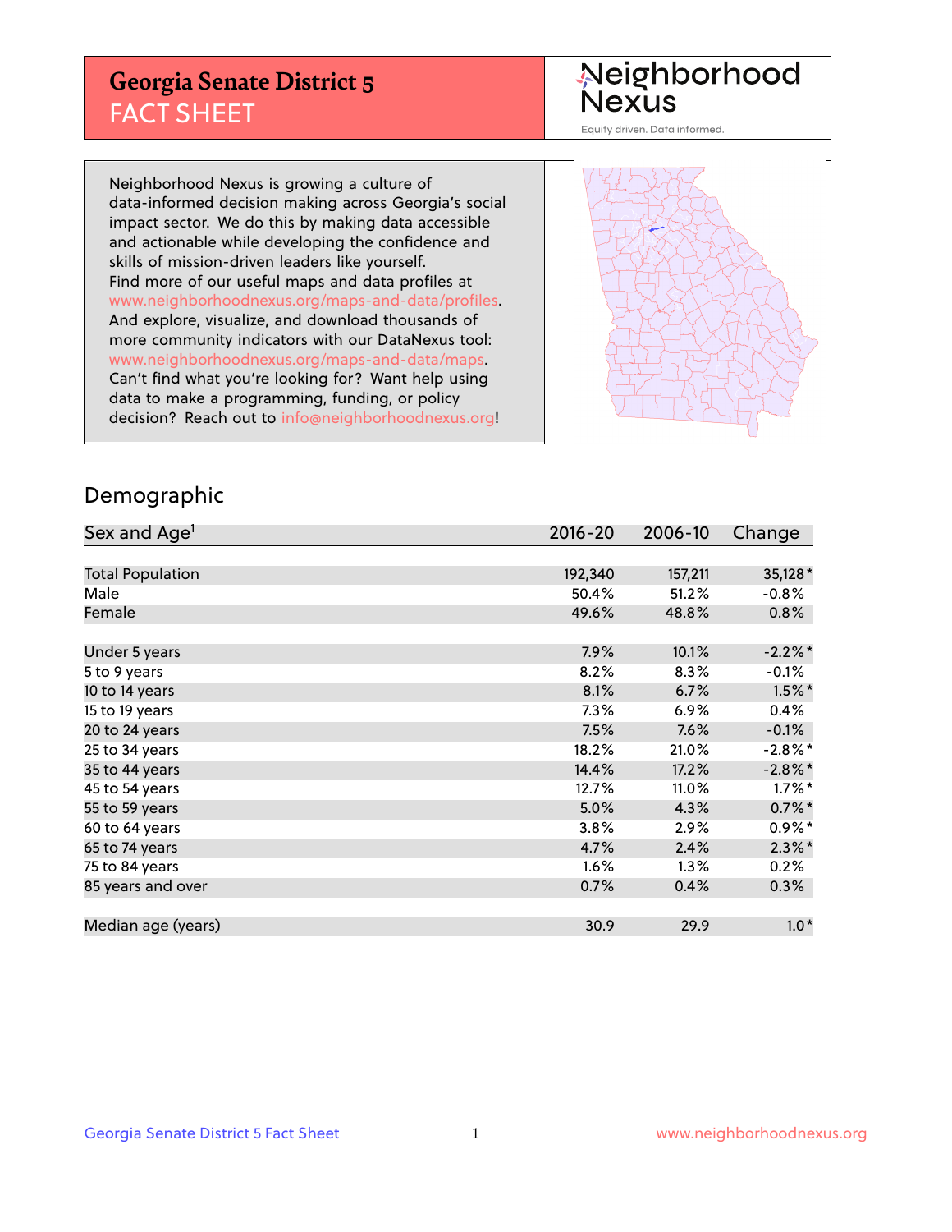# Georgia Senate District 5
## FACT SHEET

Neighborhood Nexus

Equity driven. Data informed.

Neighborhood Nexus is growing a culture of data-informed decision making across Georgia's social impact sector. We do this by making data accessible and actionable while developing the confidence and skills of mission-driven leaders like yourself. Find more of our useful maps and data profiles at www.neighborhoodnexus.org/maps-and-data/profiles. And explore, visualize, and download thousands of more community indicators with our DataNexus tool: www.neighborhoodnexus.org/maps-and-data/maps. Can't find what you're looking for? Want help using data to make a programming, funding, or policy decision? Reach out to info@neighborhoodnexus.org!

## Demographic

| Sex and Age[1] | 2016-20 | 2006-10 | Change |
|---|---|---|---|
| Total Population | 192,340 | 157,211 | 35,128* |
| Male | 50.4% | 51.2% | -0.8% |
| Female | 49.6% | 48.8% | 0.8% |
| | | | |
| Under 5 years | 7.9% | 10.1% | -2.2%* |
| 5 to 9 years | 8.2% | 8.3% | -0.1% |
| 10 to 14 years | 8.1% | 6.7% | 1.5%* |
| 15 to 19 years | 7.3% | 6.9% | 0.4% |
| 20 to 24 years | 7.5% | 7.6% | -0.1% |
| 25 to 34 years | 18.2% | 21.0% | -2.8%* |
| 35 to 44 years | 14.4% | 17.2% | -2.8%* |
| 45 to 54 years | 12.7% | 11.0% | 1.7%* |
| 55 to 59 years | 5.0% | 4.3% | 0.7%* |
| 60 to 64 years | 3.8% | 2.9% | 0.9%* |
| 65 to 74 years | 4.7% | 2.4% | 2.3%* |
| 75 to 84 years | 1.6% | 1.3% | 0.2% |
| 85 years and over | 0.7% | 0.4% | 0.3% |
| | | | |
| Median age (years) | 30.9 | 29.9 | 1.0* |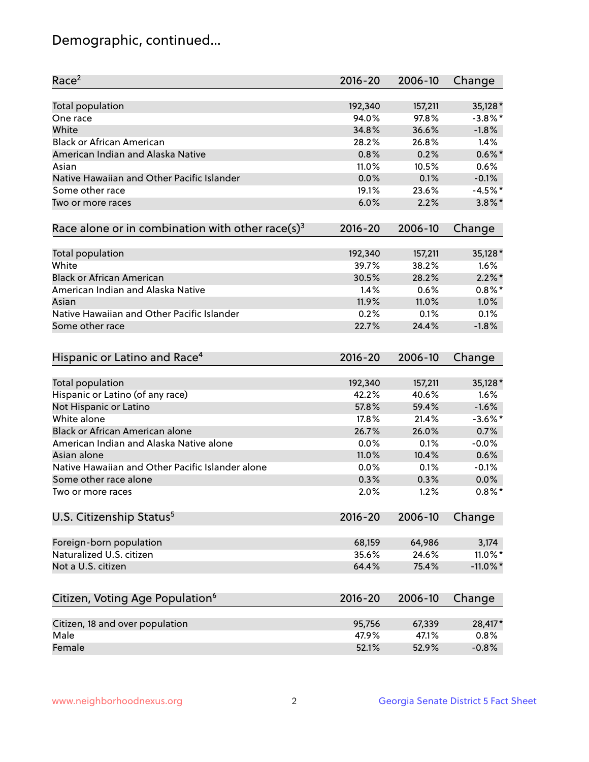# Demographic, continued...

| Race[2] | 2016-20 | 2006-10 | Change |
|---|---|---|---|
| Total population | 192,340 | 157,211 | 35,128* |
| One race | 94.0% | 97.8% | -3.8%* |
| White | 34.8% | 36.6% | -1.8% |
| Black or African American | 28.2% | 26.8% | 1.4% |
| American Indian and Alaska Native | 0.8% | 0.2% | 0.6%* |
| Asian | 11.0% | 10.5% | 0.6% |
| Native Hawaiian and Other Pacific Islander | 0.0% | 0.1% | -0.1% |
| Some other race | 19.1% | 23.6% | -4.5%* |
| Two or more races | 6.0% | 2.2% | 3.8%* |

| Race alone or in combination with other race(s)[3] | 2016-20 | 2006-10 | Change |
|---|---|---|---|
| Total population | 192,340 | 157,211 | 35,128* |
| White | 39.7% | 38.2% | 1.6% |
| Black or African American | 30.5% | 28.2% | 2.2%* |
| American Indian and Alaska Native | 1.4% | 0.6% | 0.8%* |
| Asian | 11.9% | 11.0% | 1.0% |
| Native Hawaiian and Other Pacific Islander | 0.2% | 0.1% | 0.1% |
| Some other race | 22.7% | 24.4% | -1.8% |

| Hispanic or Latino and Race[4] | 2016-20 | 2006-10 | Change |
|---|---|---|---|
| Total population | 192,340 | 157,211 | 35,128* |
| Hispanic or Latino (of any race) | 42.2% | 40.6% | 1.6% |
| Not Hispanic or Latino | 57.8% | 59.4% | -1.6% |
| White alone | 17.8% | 21.4% | -3.6%* |
| Black or African American alone | 26.7% | 26.0% | 0.7% |
| American Indian and Alaska Native alone | 0.0% | 0.1% | -0.0% |
| Asian alone | 11.0% | 10.4% | 0.6% |
| Native Hawaiian and Other Pacific Islander alone | 0.0% | 0.1% | -0.1% |
| Some other race alone | 0.3% | 0.3% | 0.0% |
| Two or more races | 2.0% | 1.2% | 0.8%* |

| U.S. Citizenship Status[5] | 2016-20 | 2006-10 | Change |
|---|---|---|---|
| Foreign-born population | 68,159 | 64,986 | 3,174 |
| Naturalized U.S. citizen | 35.6% | 24.6% | 11.0%* |
| Not a U.S. citizen | 64.4% | 75.4% | -11.0%* |

| Citizen, Voting Age Population[6] | 2016-20 | 2006-10 | Change |
|---|---|---|---|
| Citizen, 18 and over population | 95,756 | 67,339 | 28,417* |
| Male | 47.9% | 47.1% | 0.8% |
| Female | 52.1% | 52.9% | -0.8% |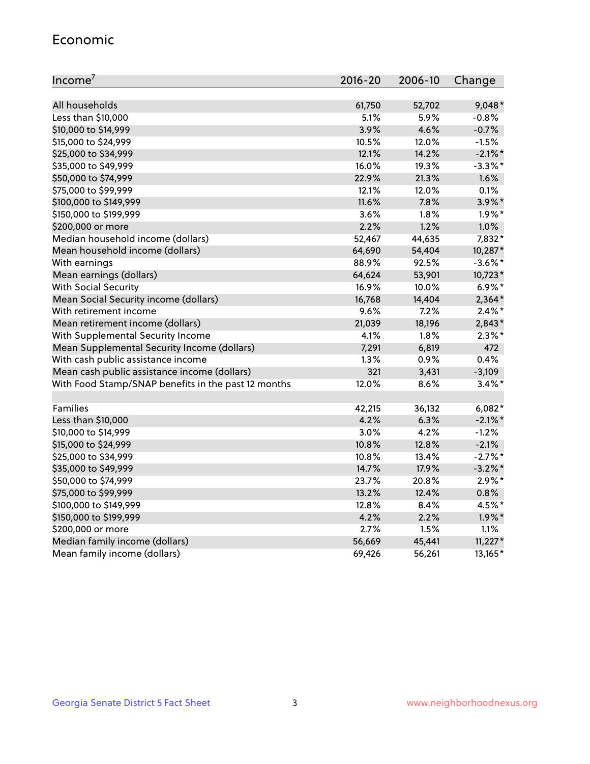## Economic

| Income[7] | 2016-20 | 2006-10 | Change |
|---|---|---|---|
| All households | 61,750 | 52,702 | 9,048* |
| Less than $10,000 | 5.1% | 5.9% | -0.8% |
| $10,000 to $14,999 | 3.9% | 4.6% | -0.7% |
| $15,000 to $24,999 | 10.5% | 12.0% | -1.5% |
| $25,000 to $34,999 | 12.1% | 14.2% | -2.1%* |
| $35,000 to $49,999 | 16.0% | 19.3% | -3.3%* |
| $50,000 to $74,999 | 22.9% | 21.3% | 1.6% |
| $75,000 to $99,999 | 12.1% | 12.0% | 0.1% |
| $100,000 to $149,999 | 11.6% | 7.8% | 3.9%* |
| $150,000 to $199,999 | 3.6% | 1.8% | 1.9%* |
| $200,000 or more | 2.2% | 1.2% | 1.0% |
| Median household income (dollars) | 52,467 | 44,635 | 7,832* |
| Mean household income (dollars) | 64,690 | 54,404 | 10,287* |
| With earnings | 88.9% | 92.5% | -3.6%* |
| Mean earnings (dollars) | 64,624 | 53,901 | 10,723* |
| With Social Security | 16.9% | 10.0% | 6.9%* |
| Mean Social Security income (dollars) | 16,768 | 14,404 | 2,364* |
| With retirement income | 9.6% | 7.2% | 2.4%* |
| Mean retirement income (dollars) | 21,039 | 18,196 | 2,843* |
| With Supplemental Security Income | 4.1% | 1.8% | 2.3%* |
| Mean Supplemental Security Income (dollars) | 7,291 | 6,819 | 472 |
| With cash public assistance income | 1.3% | 0.9% | 0.4% |
| Mean cash public assistance income (dollars) | 321 | 3,431 | -3,109 |
| With Food Stamp/SNAP benefits in the past 12 months | 12.0% | 8.6% | 3.4%* |
| | | | |
| Families | 42,215 | 36,132 | 6,082* |
| Less than $10,000 | 4.2% | 6.3% | -2.1%* |
| $10,000 to $14,999 | 3.0% | 4.2% | -1.2% |
| $15,000 to $24,999 | 10.8% | 12.8% | -2.1% |
| $25,000 to $34,999 | 10.8% | 13.4% | -2.7%* |
| $35,000 to $49,999 | 14.7% | 17.9% | -3.2%* |
| $50,000 to $74,999 | 23.7% | 20.8% | 2.9%* |
| $75,000 to $99,999 | 13.2% | 12.4% | 0.8% |
| $100,000 to $149,999 | 12.8% | 8.4% | 4.5%* |
| $150,000 to $199,999 | 4.2% | 2.2% | 1.9%* |
| $200,000 or more | 2.7% | 1.5% | 1.1% |
| Median family income (dollars) | 56,669 | 45,441 | 11,227* |
| Mean family income (dollars) | 69,426 | 56,261 | 13,165* |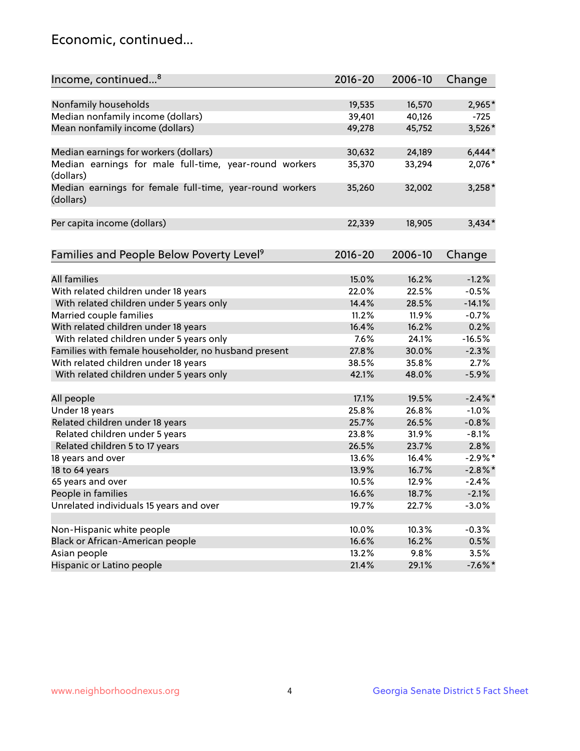## Economic, continued...

| Income, continued...[8] | 2016-20 | 2006-10 | Change |
|---|---|---|---|
| Nonfamily households | 19,535 | 16,570 | 2,965* |
| Median nonfamily income (dollars) | 39,401 | 40,126 | -725 |
| Mean nonfamily income (dollars) | 49,278 | 45,752 | 3,526* |
| Median earnings for workers (dollars) | 30,632 | 24,189 | 6,444* |
| Median earnings for male full-time, year-round workers (dollars) | 35,370 | 33,294 | 2,076* |
| Median earnings for female full-time, year-round workers (dollars) | 35,260 | 32,002 | 3,258* |
| Per capita income (dollars) | 22,339 | 18,905 | 3,434* |

| Families and People Below Poverty Level[9] | 2016-20 | 2006-10 | Change |
|---|---|---|---|
| All families | 15.0% | 16.2% | -1.2% |
| With related children under 18 years | 22.0% | 22.5% | -0.5% |
| With related children under 5 years only | 14.4% | 28.5% | -14.1% |
| Married couple families | 11.2% | 11.9% | -0.7% |
| With related children under 18 years | 16.4% | 16.2% | 0.2% |
| With related children under 5 years only | 7.6% | 24.1% | -16.5% |
| Families with female householder, no husband present | 27.8% | 30.0% | -2.3% |
| With related children under 18 years | 38.5% | 35.8% | 2.7% |
| With related children under 5 years only | 42.1% | 48.0% | -5.9% |
| All people | 17.1% | 19.5% | -2.4%* |
| Under 18 years | 25.8% | 26.8% | -1.0% |
| Related children under 18 years | 25.7% | 26.5% | -0.8% |
| Related children under 5 years | 23.8% | 31.9% | -8.1% |
| Related children 5 to 17 years | 26.5% | 23.7% | 2.8% |
| 18 years and over | 13.6% | 16.4% | -2.9%* |
| 18 to 64 years | 13.9% | 16.7% | -2.8%* |
| 65 years and over | 10.5% | 12.9% | -2.4% |
| People in families | 16.6% | 18.7% | -2.1% |
| Unrelated individuals 15 years and over | 19.7% | 22.7% | -3.0% |
| Non-Hispanic white people | 10.0% | 10.3% | -0.3% |
| Black or African-American people | 16.6% | 16.2% | 0.5% |
| Asian people | 13.2% | 9.8% | 3.5% |
| Hispanic or Latino people | 21.4% | 29.1% | -7.6%* |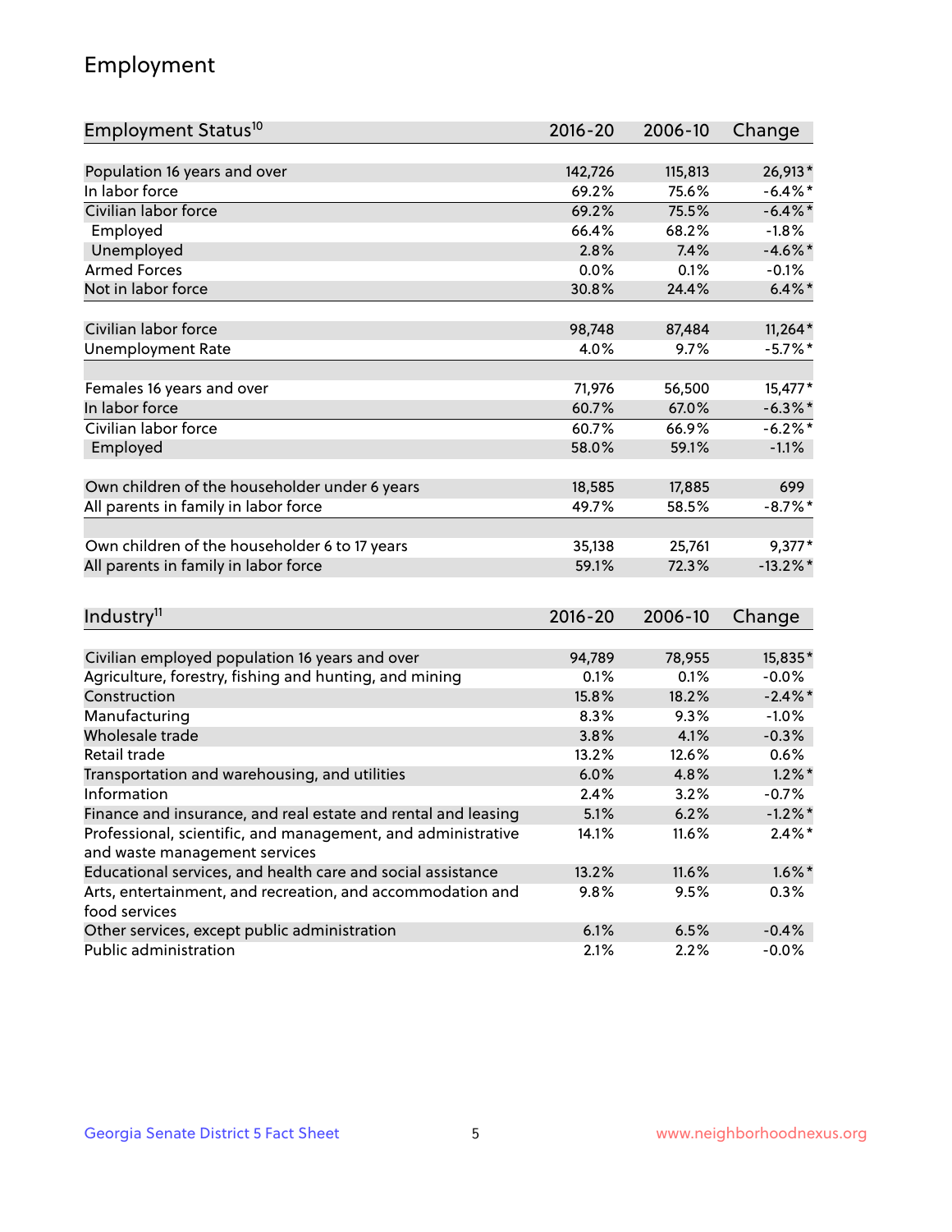# Employment

| Employment Status[10] | 2016-20 | 2006-10 | Change |
|---|---|---|---|
| Population 16 years and over | 142,726 | 115,813 | 26,913* |
| In labor force | 69.2% | 75.6% | -6.4%* |
| Civilian labor force | 69.2% | 75.5% | -6.4%* |
| Employed | 66.4% | 68.2% | -1.8% |
| Unemployed | 2.8% | 7.4% | -4.6%* |
| Armed Forces | 0.0% | 0.1% | -0.1% |
| Not in labor force | 30.8% | 24.4% | 6.4%* |
| | | | |
| Civilian labor force | 98,748 | 87,484 | 11,264* |
| Unemployment Rate | 4.0% | 9.7% | -5.7%* |
| | | | |
| Females 16 years and over | 71,976 | 56,500 | 15,477* |
| In labor force | 60.7% | 67.0% | -6.3%* |
| Civilian labor force | 60.7% | 66.9% | -6.2%* |
| Employed | 58.0% | 59.1% | -1.1% |
| | | | |
| Own children of the householder under 6 years | 18,585 | 17,885 | 699 |
| All parents in family in labor force | 49.7% | 58.5% | -8.7%* |
| | | | |
| Own children of the householder 6 to 17 years | 35,138 | 25,761 | 9,377* |
| All parents in family in labor force | 59.1% | 72.3% | -13.2%* |

| Industry[11] | 2016-20 | 2006-10 | Change |
|---|---|---|---|
| Civilian employed population 16 years and over | 94,789 | 78,955 | 15,835* |
| Agriculture, forestry, fishing and hunting, and mining | 0.1% | 0.1% | -0.0% |
| Construction | 15.8% | 18.2% | -2.4%* |
| Manufacturing | 8.3% | 9.3% | -1.0% |
| Wholesale trade | 3.8% | 4.1% | -0.3% |
| Retail trade | 13.2% | 12.6% | 0.6% |
| Transportation and warehousing, and utilities | 6.0% | 4.8% | 1.2%* |
| Information | 2.4% | 3.2% | -0.7% |
| Finance and insurance, and real estate and rental and leasing | 5.1% | 6.2% | -1.2%* |
| Professional, scientific, and management, and administrative and waste management services | 14.1% | 11.6% | 2.4%* |
| Educational services, and health care and social assistance | 13.2% | 11.6% | 1.6%* |
| Arts, entertainment, and recreation, and accommodation and food services | 9.8% | 9.5% | 0.3% |
| Other services, except public administration | 6.1% | 6.5% | -0.4% |
| Public administration | 2.1% | 2.2% | -0.0% |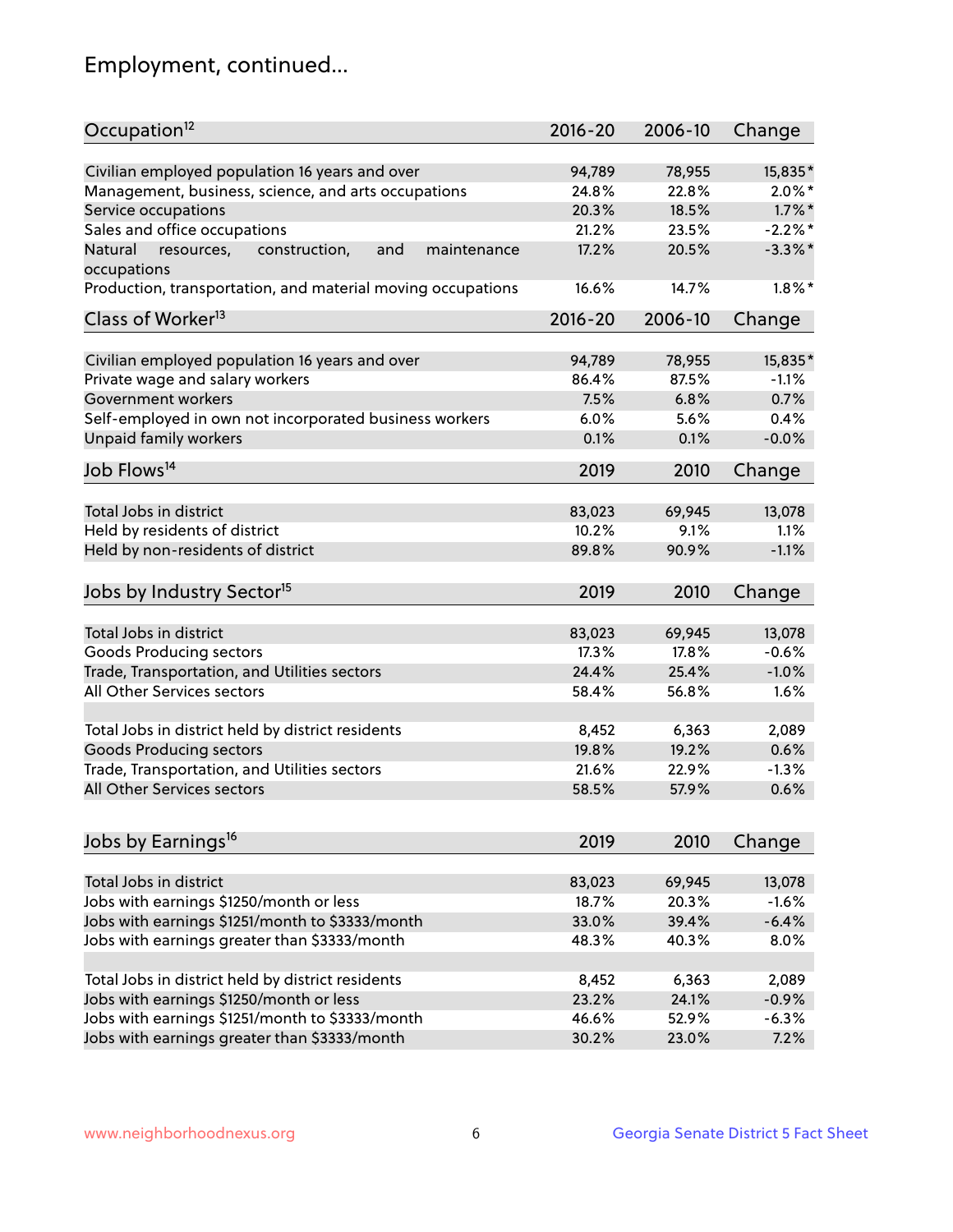# Employment, continued...

| Occupation[12] | 2016-20 | 2006-10 | Change |
|---|---|---|---|
| Civilian employed population 16 years and over | 94,789 | 78,955 | 15,835* |
| Management, business, science, and arts occupations | 24.8% | 22.8% | 2.0%* |
| Service occupations | 20.3% | 18.5% | 1.7%* |
| Sales and office occupations | 21.2% | 23.5% | -2.2%* |
| Natural resources, construction, and maintenance occupations | 17.2% | 20.5% | -3.3%* |
| Production, transportation, and material moving occupations | 16.6% | 14.7% | 1.8%* |

| Class of Worker[13] | 2016-20 | 2006-10 | Change |
|---|---|---|---|
| Civilian employed population 16 years and over | 94,789 | 78,955 | 15,835* |
| Private wage and salary workers | 86.4% | 87.5% | -1.1% |
| Government workers | 7.5% | 6.8% | 0.7% |
| Self-employed in own not incorporated business workers | 6.0% | 5.6% | 0.4% |
| Unpaid family workers | 0.1% | 0.1% | -0.0% |

| Job Flows[14] | 2019 | 2010 | Change |
|---|---|---|---|
| Total Jobs in district | 83,023 | 69,945 | 13,078 |
| Held by residents of district | 10.2% | 9.1% | 1.1% |
| Held by non-residents of district | 89.8% | 90.9% | -1.1% |

| Jobs by Industry Sector[15] | 2019 | 2010 | Change |
|---|---|---|---|
| Total Jobs in district | 83,023 | 69,945 | 13,078 |
| Goods Producing sectors | 17.3% | 17.8% | -0.6% |
| Trade, Transportation, and Utilities sectors | 24.4% | 25.4% | -1.0% |
| All Other Services sectors | 58.4% | 56.8% | 1.6% |
| | | | |
| Total Jobs in district held by district residents | 8,452 | 6,363 | 2,089 |
| Goods Producing sectors | 19.8% | 19.2% | 0.6% |
| Trade, Transportation, and Utilities sectors | 21.6% | 22.9% | -1.3% |
| All Other Services sectors | 58.5% | 57.9% | 0.6% |

| Jobs by Earnings[16] | 2019 | 2010 | Change |
|---|---|---|---|
| Total Jobs in district | 83,023 | 69,945 | 13,078 |
| Jobs with earnings $1250/month or less | 18.7% | 20.3% | -1.6% |
| Jobs with earnings $1251/month to $3333/month | 33.0% | 39.4% | -6.4% |
| Jobs with earnings greater than $3333/month | 48.3% | 40.3% | 8.0% |
| | | | |
| Total Jobs in district held by district residents | 8,452 | 6,363 | 2,089 |
| Jobs with earnings $1250/month or less | 23.2% | 24.1% | -0.9% |
| Jobs with earnings $1251/month to $3333/month | 46.6% | 52.9% | -6.3% |
| Jobs with earnings greater than $3333/month | 30.2% | 23.0% | 7.2% |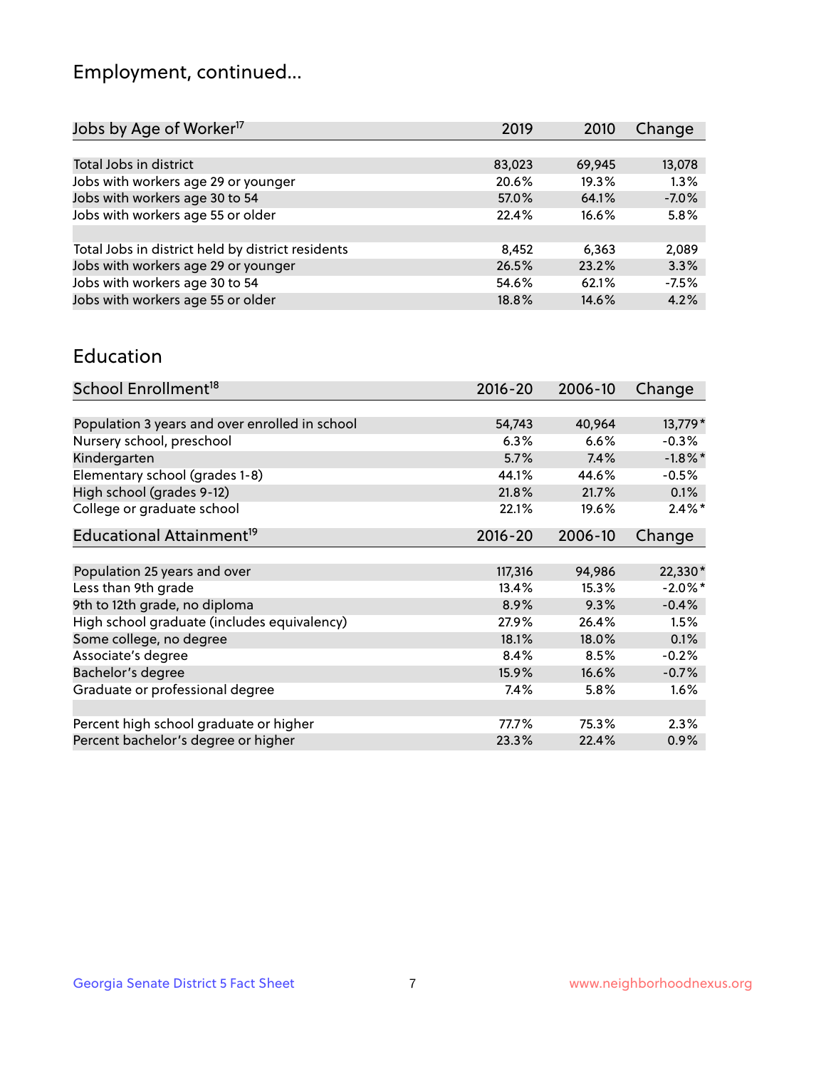# Employment, continued...

| Jobs by Age of Worker[17] | 2019 | 2010 | Change |
|---|---|---|---|
| Total Jobs in district | 83,023 | 69,945 | 13,078 |
| Jobs with workers age 29 or younger | 20.6% | 19.3% | 1.3% |
| Jobs with workers age 30 to 54 | 57.0% | 64.1% | -7.0% |
| Jobs with workers age 55 or older | 22.4% | 16.6% | 5.8% |
| | | | |
| Total Jobs in district held by district residents | 8,452 | 6,363 | 2,089 |
| Jobs with workers age 29 or younger | 26.5% | 23.2% | 3.3% |
| Jobs with workers age 30 to 54 | 54.6% | 62.1% | -7.5% |
| Jobs with workers age 55 or older | 18.8% | 14.6% | 4.2% |

## Education

| School Enrollment[18] | 2016-20 | 2006-10 | Change |
|---|---|---|---|
| Population 3 years and over enrolled in school | 54,743 | 40,964 | 13,779* |
| Nursery school, preschool | 6.3% | 6.6% | -0.3% |
| Kindergarten | 5.7% | 7.4% | -1.8%* |
| Elementary school (grades 1-8) | 44.1% | 44.6% | -0.5% |
| High school (grades 9-12) | 21.8% | 21.7% | 0.1% |
| College or graduate school | 22.1% | 19.6% | 2.4%* |

| Educational Attainment[19] | 2016-20 | 2006-10 | Change |
|---|---|---|---|
| Population 25 years and over | 117,316 | 94,986 | 22,330* |
| Less than 9th grade | 13.4% | 15.3% | -2.0%* |
| 9th to 12th grade, no diploma | 8.9% | 9.3% | -0.4% |
| High school graduate (includes equivalency) | 27.9% | 26.4% | 1.5% |
| Some college, no degree | 18.1% | 18.0% | 0.1% |
| Associate's degree | 8.4% | 8.5% | -0.2% |
| Bachelor's degree | 15.9% | 16.6% | -0.7% |
| Graduate or professional degree | 7.4% | 5.8% | 1.6% |
| | | | |
| Percent high school graduate or higher | 77.7% | 75.3% | 2.3% |
| Percent bachelor's degree or higher | 23.3% | 22.4% | 0.9% |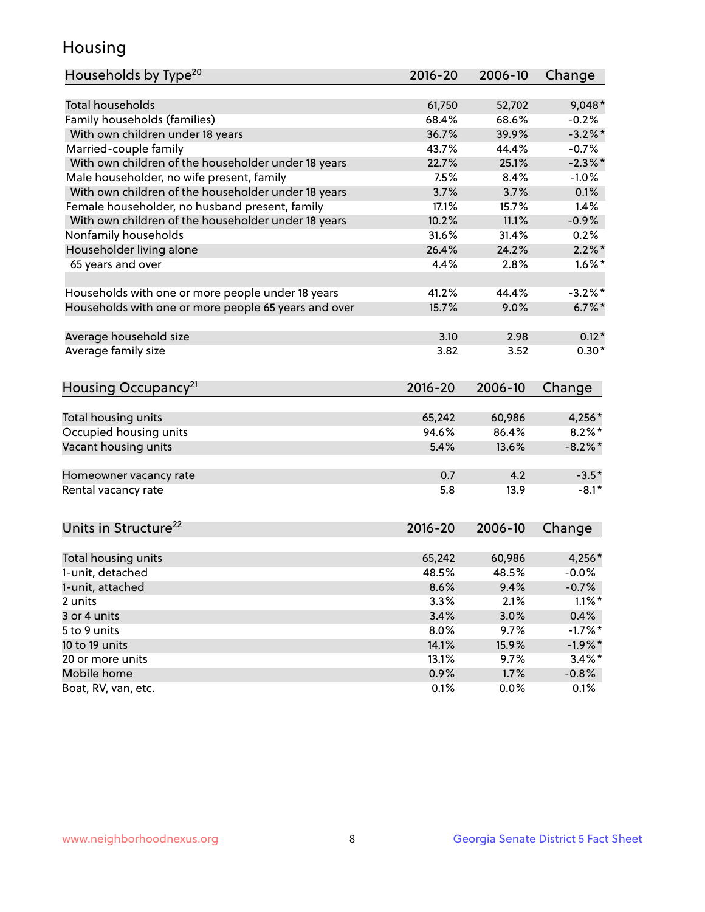# Housing

| Households by Type[20] | 2016-20 | 2006-10 | Change |
|---|---|---|---|
| Total households | 61,750 | 52,702 | 9,048* |
| Family households (families) | 68.4% | 68.6% | -0.2% |
| With own children under 18 years | 36.7% | 39.9% | -3.2%* |
| Married-couple family | 43.7% | 44.4% | -0.7% |
| With own children of the householder under 18 years | 22.7% | 25.1% | -2.3%* |
| Male householder, no wife present, family | 7.5% | 8.4% | -1.0% |
| With own children of the householder under 18 years | 3.7% | 3.7% | 0.1% |
| Female householder, no husband present, family | 17.1% | 15.7% | 1.4% |
| With own children of the householder under 18 years | 10.2% | 11.1% | -0.9% |
| Nonfamily households | 31.6% | 31.4% | 0.2% |
| Householder living alone | 26.4% | 24.2% | 2.2%* |
| 65 years and over | 4.4% | 2.8% | 1.6%* |
| | | | |
| Households with one or more people under 18 years | 41.2% | 44.4% | -3.2%* |
| Households with one or more people 65 years and over | 15.7% | 9.0% | 6.7%* |
| | | | |
| Average household size | 3.10 | 2.98 | 0.12* |
| Average family size | 3.82 | 3.52 | 0.30* |

| Housing Occupancy[21] | 2016-20 | 2006-10 | Change |
|---|---|---|---|
| Total housing units | 65,242 | 60,986 | 4,256* |
| Occupied housing units | 94.6% | 86.4% | 8.2%* |
| Vacant housing units | 5.4% | 13.6% | -8.2%* |
| | | | |
| Homeowner vacancy rate | 0.7 | 4.2 | -3.5* |
| Rental vacancy rate | 5.8 | 13.9 | -8.1* |

| Units in Structure[22] | 2016-20 | 2006-10 | Change |
|---|---|---|---|
| Total housing units | 65,242 | 60,986 | 4,256* |
| 1-unit, detached | 48.5% | 48.5% | -0.0% |
| 1-unit, attached | 8.6% | 9.4% | -0.7% |
| 2 units | 3.3% | 2.1% | 1.1%* |
| 3 or 4 units | 3.4% | 3.0% | 0.4% |
| 5 to 9 units | 8.0% | 9.7% | -1.7%* |
| 10 to 19 units | 14.1% | 15.9% | -1.9%* |
| 20 or more units | 13.1% | 9.7% | 3.4%* |
| Mobile home | 0.9% | 1.7% | -0.8% |
| Boat, RV, van, etc. | 0.1% | 0.0% | 0.1% |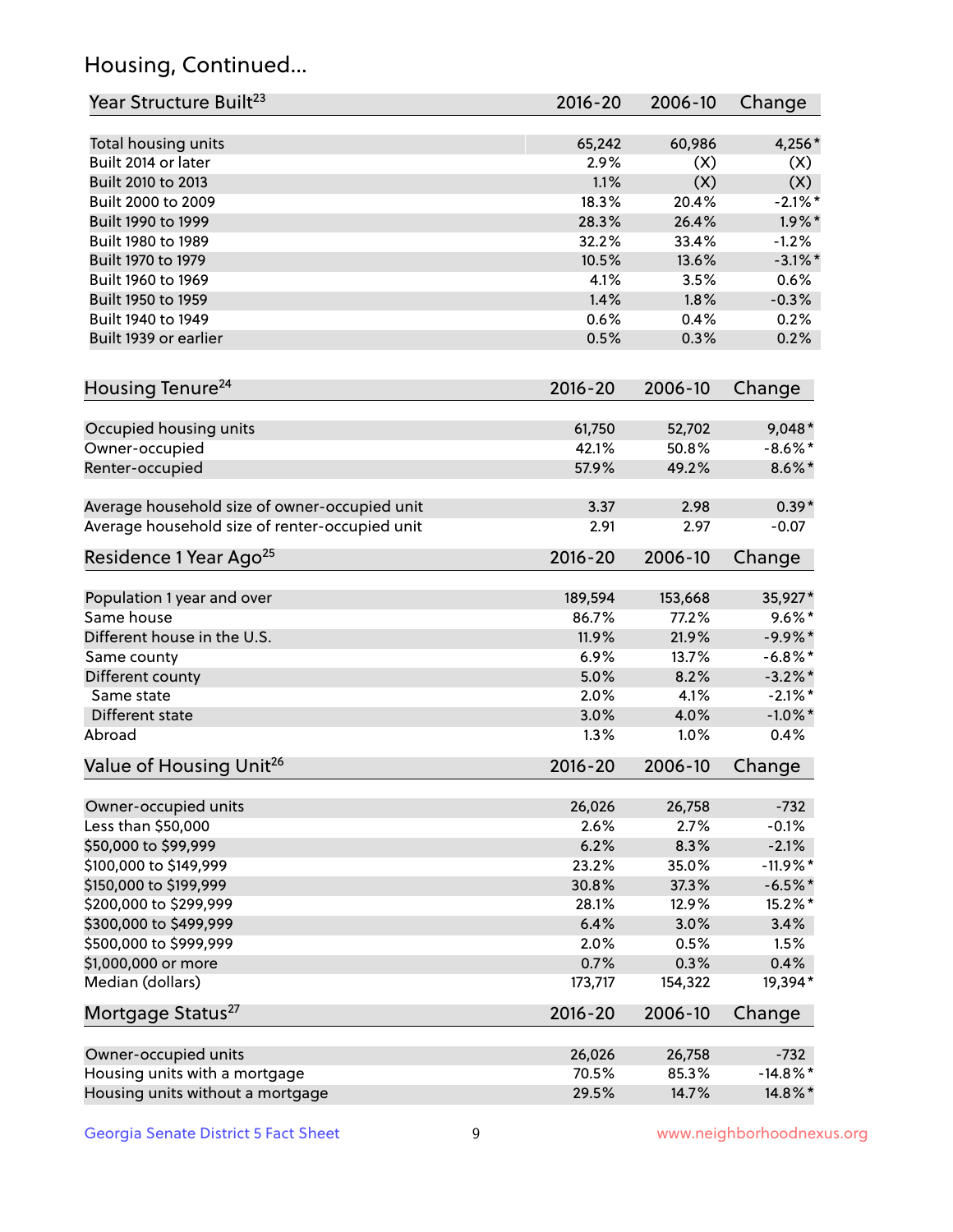## Housing, Continued...

| Year Structure Built[23] | 2016-20 | 2006-10 | Change |
|---|---|---|---|
| Total housing units | 65,242 | 60,986 | 4,256* |
| Built 2014 or later | 2.9% | (X) | (X) |
| Built 2010 to 2013 | 1.1% | (X) | (X) |
| Built 2000 to 2009 | 18.3% | 20.4% | -2.1%* |
| Built 1990 to 1999 | 28.3% | 26.4% | 1.9%* |
| Built 1980 to 1989 | 32.2% | 33.4% | -1.2% |
| Built 1970 to 1979 | 10.5% | 13.6% | -3.1%* |
| Built 1960 to 1969 | 4.1% | 3.5% | 0.6% |
| Built 1950 to 1959 | 1.4% | 1.8% | -0.3% |
| Built 1940 to 1949 | 0.6% | 0.4% | 0.2% |
| Built 1939 or earlier | 0.5% | 0.3% | 0.2% |

| Housing Tenure[24] | 2016-20 | 2006-10 | Change |
|---|---|---|---|
| Occupied housing units | 61,750 | 52,702 | 9,048* |
| Owner-occupied | 42.1% | 50.8% | -8.6%* |
| Renter-occupied | 57.9% | 49.2% | 8.6%* |
| Average household size of owner-occupied unit | 3.37 | 2.98 | 0.39* |
| Average household size of renter-occupied unit | 2.91 | 2.97 | -0.07 |

| Residence 1 Year Ago[25] | 2016-20 | 2006-10 | Change |
|---|---|---|---|
| Population 1 year and over | 189,594 | 153,668 | 35,927* |
| Same house | 86.7% | 77.2% | 9.6%* |
| Different house in the U.S. | 11.9% | 21.9% | -9.9%* |
| Same county | 6.9% | 13.7% | -6.8%* |
| Different county | 5.0% | 8.2% | -3.2%* |
| Same state | 2.0% | 4.1% | -2.1%* |
| Different state | 3.0% | 4.0% | -1.0%* |
| Abroad | 1.3% | 1.0% | 0.4% |

| Value of Housing Unit[26] | 2016-20 | 2006-10 | Change |
|---|---|---|---|
| Owner-occupied units | 26,026 | 26,758 | -732 |
| Less than $50,000 | 2.6% | 2.7% | -0.1% |
| $50,000 to $99,999 | 6.2% | 8.3% | -2.1% |
| $100,000 to $149,999 | 23.2% | 35.0% | -11.9%* |
| $150,000 to $199,999 | 30.8% | 37.3% | -6.5%* |
| $200,000 to $299,999 | 28.1% | 12.9% | 15.2%* |
| $300,000 to $499,999 | 6.4% | 3.0% | 3.4% |
| $500,000 to $999,999 | 2.0% | 0.5% | 1.5% |
| $1,000,000 or more | 0.7% | 0.3% | 0.4% |
| Median (dollars) | 173,717 | 154,322 | 19,394* |

| Mortgage Status[27] | 2016-20 | 2006-10 | Change |
|---|---|---|---|
| Owner-occupied units | 26,026 | 26,758 | -732 |
| Housing units with a mortgage | 70.5% | 85.3% | -14.8%* |
| Housing units without a mortgage | 29.5% | 14.7% | 14.8%* |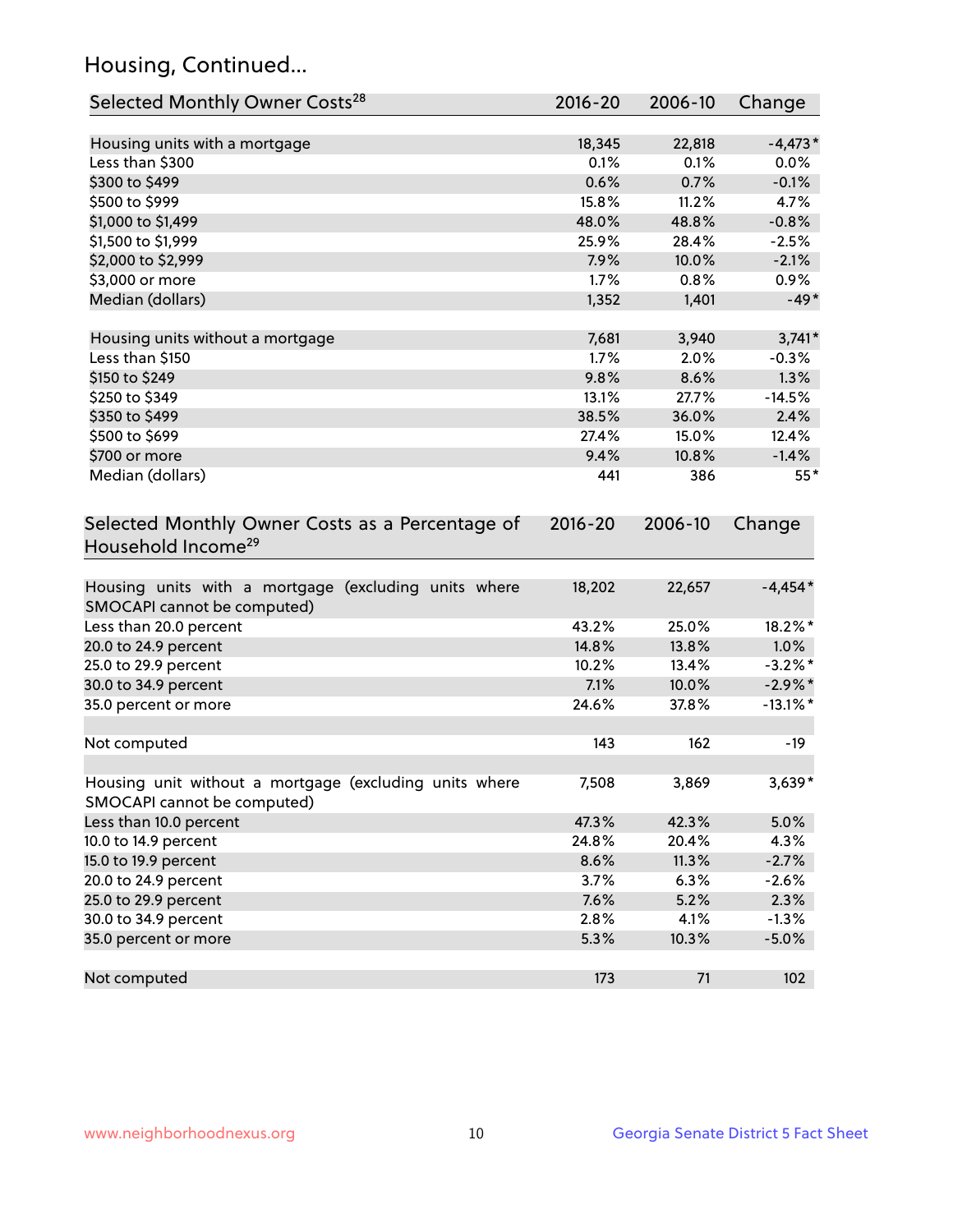## Housing, Continued...

| Selected Monthly Owner Costs[28] | 2016-20 | 2006-10 | Change |
|---|---|---|---|
| Housing units with a mortgage | 18,345 | 22,818 | -4,473* |
| Less than $300 | 0.1% | 0.1% | 0.0% |
| $300 to $499 | 0.6% | 0.7% | -0.1% |
| $500 to $999 | 15.8% | 11.2% | 4.7% |
| $1,000 to $1,499 | 48.0% | 48.8% | -0.8% |
| $1,500 to $1,999 | 25.9% | 28.4% | -2.5% |
| $2,000 to $2,999 | 7.9% | 10.0% | -2.1% |
| $3,000 or more | 1.7% | 0.8% | 0.9% |
| Median (dollars) | 1,352 | 1,401 | -49* |
| | | | |
| Housing units without a mortgage | 7,681 | 3,940 | 3,741* |
| Less than $150 | 1.7% | 2.0% | -0.3% |
| $150 to $249 | 9.8% | 8.6% | 1.3% |
| $250 to $349 | 13.1% | 27.7% | -14.5% |
| $350 to $499 | 38.5% | 36.0% | 2.4% |
| $500 to $699 | 27.4% | 15.0% | 12.4% |
| $700 or more | 9.4% | 10.8% | -1.4% |
| Median (dollars) | 441 | 386 | 55* |

| Selected Monthly Owner Costs as a Percentage of Household Income[29] | 2016-20 | 2006-10 | Change |
|---|---|---|---|
| Housing units with a mortgage (excluding units where SMOCAPI cannot be computed) | 18,202 | 22,657 | -4,454* |
| Less than 20.0 percent | 43.2% | 25.0% | 18.2%* |
| 20.0 to 24.9 percent | 14.8% | 13.8% | 1.0% |
| 25.0 to 29.9 percent | 10.2% | 13.4% | -3.2%* |
| 30.0 to 34.9 percent | 7.1% | 10.0% | -2.9%* |
| 35.0 percent or more | 24.6% | 37.8% | -13.1%* |
| | | | |
| Not computed | 143 | 162 | -19 |
| | | | |
| Housing unit without a mortgage (excluding units where SMOCAPI cannot be computed) | 7,508 | 3,869 | 3,639* |
| Less than 10.0 percent | 47.3% | 42.3% | 5.0% |
| 10.0 to 14.9 percent | 24.8% | 20.4% | 4.3% |
| 15.0 to 19.9 percent | 8.6% | 11.3% | -2.7% |
| 20.0 to 24.9 percent | 3.7% | 6.3% | -2.6% |
| 25.0 to 29.9 percent | 7.6% | 5.2% | 2.3% |
| 30.0 to 34.9 percent | 2.8% | 4.1% | -1.3% |
| 35.0 percent or more | 5.3% | 10.3% | -5.0% |
| | | | |
| Not computed | 173 | 71 | 102 |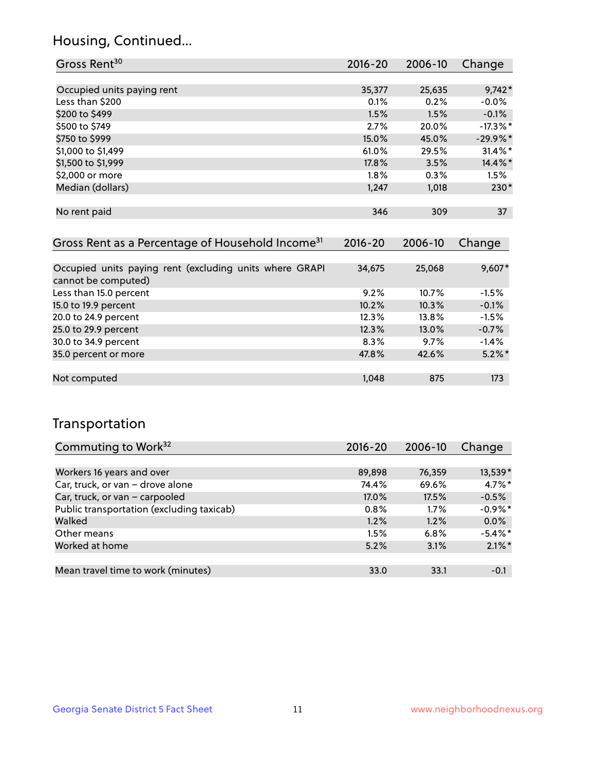## Housing, Continued...

| Gross Rent[30] | 2016-20 | 2006-10 | Change |
|---|---|---|---|
| Occupied units paying rent | 35,377 | 25,635 | 9,742* |
| Less than $200 | 0.1% | 0.2% | -0.0% |
| $200 to $499 | 1.5% | 1.5% | -0.1% |
| $500 to $749 | 2.7% | 20.0% | -17.3%* |
| $750 to $999 | 15.0% | 45.0% | -29.9%* |
| $1,000 to $1,499 | 61.0% | 29.5% | 31.4%* |
| $1,500 to $1,999 | 17.8% | 3.5% | 14.4%* |
| $2,000 or more | 1.8% | 0.3% | 1.5% |
| Median (dollars) | 1,247 | 1,018 | 230* |
| No rent paid | 346 | 309 | 37 |

| Gross Rent as a Percentage of Household Income[31] | 2016-20 | 2006-10 | Change |
|---|---|---|---|
| Occupied units paying rent (excluding units where GRAPI cannot be computed) | 34,675 | 25,068 | 9,607* |
| Less than 15.0 percent | 9.2% | 10.7% | -1.5% |
| 15.0 to 19.9 percent | 10.2% | 10.3% | -0.1% |
| 20.0 to 24.9 percent | 12.3% | 13.8% | -1.5% |
| 25.0 to 29.9 percent | 12.3% | 13.0% | -0.7% |
| 30.0 to 34.9 percent | 8.3% | 9.7% | -1.4% |
| 35.0 percent or more | 47.8% | 42.6% | 5.2%* |
| Not computed | 1,048 | 875 | 173 |

## Transportation

| Commuting to Work[32] | 2016-20 | 2006-10 | Change |
|---|---|---|---|
| Workers 16 years and over | 89,898 | 76,359 | 13,539* |
| Car, truck, or van – drove alone | 74.4% | 69.6% | 4.7%* |
| Car, truck, or van – carpooled | 17.0% | 17.5% | -0.5% |
| Public transportation (excluding taxicab) | 0.8% | 1.7% | -0.9%* |
| Walked | 1.2% | 1.2% | 0.0% |
| Other means | 1.5% | 6.8% | -5.4%* |
| Worked at home | 5.2% | 3.1% | 2.1%* |
| Mean travel time to work (minutes) | 33.0 | 33.1 | -0.1 |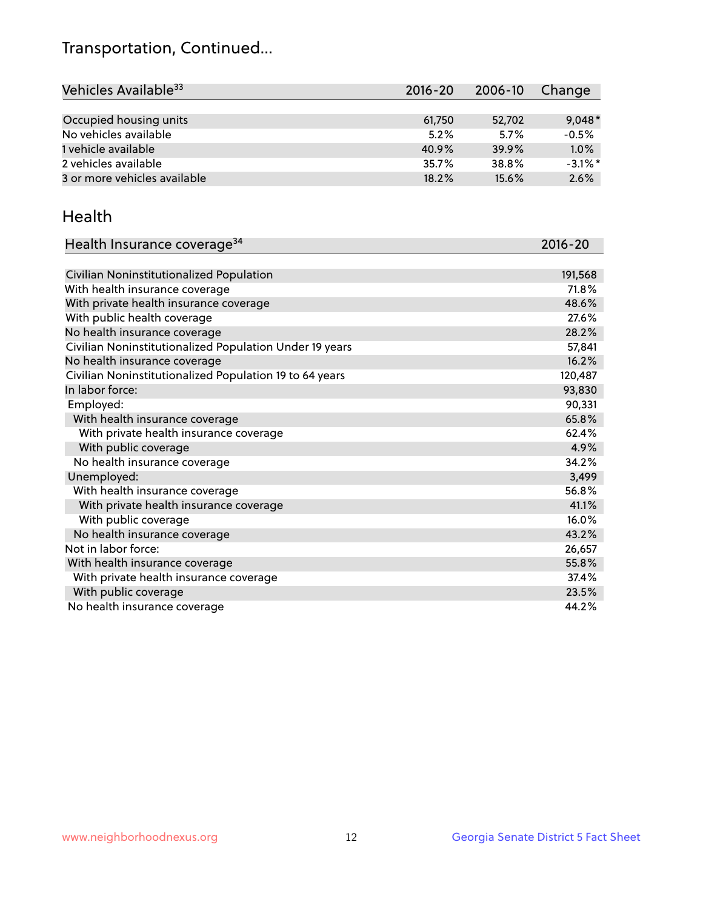# Transportation, Continued...

| Vehicles Available[33] | 2016-20 | 2006-10 | Change |
|---|---|---|---|
| Occupied housing units | 61,750 | 52,702 | 9,048* |
| No vehicles available | 5.2% | 5.7% | -0.5% |
| 1 vehicle available | 40.9% | 39.9% | 1.0% |
| 2 vehicles available | 35.7% | 38.8% | -3.1%* |
| 3 or more vehicles available | 18.2% | 15.6% | 2.6% |

## Health

| Health Insurance coverage[34] | 2016-20 |
|---|---|
| Civilian Noninstitutionalized Population | 191,568 |
| With health insurance coverage | 71.8% |
| With private health insurance coverage | 48.6% |
| With public health coverage | 27.6% |
| No health insurance coverage | 28.2% |
| Civilian Noninstitutionalized Population Under 19 years | 57,841 |
| No health insurance coverage | 16.2% |
| Civilian Noninstitutionalized Population 19 to 64 years | 120,487 |
| In labor force: | 93,830 |
| Employed: | 90,331 |
| With health insurance coverage | 65.8% |
| With private health insurance coverage | 62.4% |
| With public coverage | 4.9% |
| No health insurance coverage | 34.2% |
| Unemployed: | 3,499 |
| With health insurance coverage | 56.8% |
| With private health insurance coverage | 41.1% |
| With public coverage | 16.0% |
| No health insurance coverage | 43.2% |
| Not in labor force: | 26,657 |
| With health insurance coverage | 55.8% |
| With private health insurance coverage | 37.4% |
| With public coverage | 23.5% |
| No health insurance coverage | 44.2% |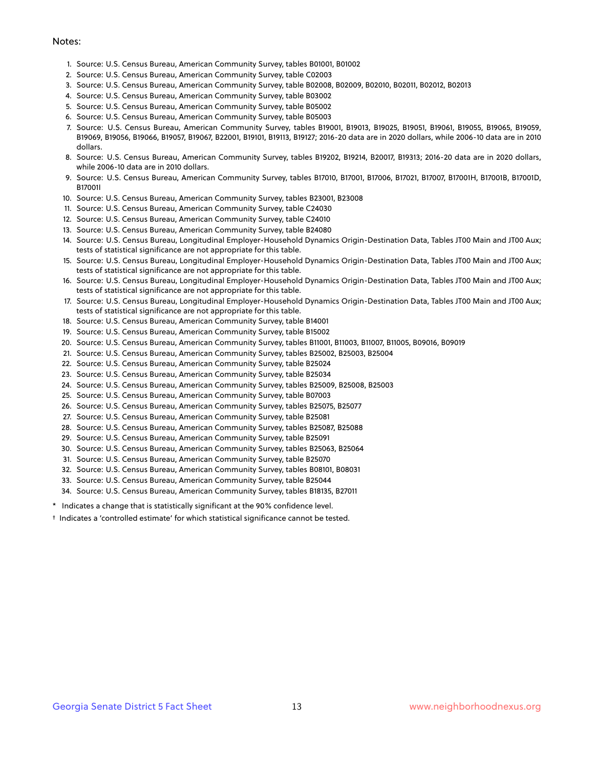Notes:

1. Source: U.S. Census Bureau, American Community Survey, tables B01001, B01002
2. Source: U.S. Census Bureau, American Community Survey, table C02003
3. Source: U.S. Census Bureau, American Community Survey, table B02008, B02009, B02010, B02011, B02012, B02013
4. Source: U.S. Census Bureau, American Community Survey, table B03002
5. Source: U.S. Census Bureau, American Community Survey, table B05002
6. Source: U.S. Census Bureau, American Community Survey, table B05003
7. Source: U.S. Census Bureau, American Community Survey, tables B19001, B19013, B19025, B19051, B19061, B19055, B19065, B19059, B19069, B19056, B19066, B19057, B19067, B22001, B19101, B19113, B19127; 2016-20 data are in 2020 dollars, while 2006-10 data are in 2010 dollars.
8. Source: U.S. Census Bureau, American Community Survey, tables B19202, B19214, B20017, B19313; 2016-20 data are in 2020 dollars, while 2006-10 data are in 2010 dollars.
9. Source: U.S. Census Bureau, American Community Survey, tables B17010, B17001, B17006, B17021, B17007, B17001H, B17001B, B17001D, B17001I
10. Source: U.S. Census Bureau, American Community Survey, tables B23001, B23008
11. Source: U.S. Census Bureau, American Community Survey, table C24030
12. Source: U.S. Census Bureau, American Community Survey, table C24010
13. Source: U.S. Census Bureau, American Community Survey, table B24080
14. Source: U.S. Census Bureau, Longitudinal Employer-Household Dynamics Origin-Destination Data, Tables JT00 Main and JT00 Aux; tests of statistical significance are not appropriate for this table.
15. Source: U.S. Census Bureau, Longitudinal Employer-Household Dynamics Origin-Destination Data, Tables JT00 Main and JT00 Aux; tests of statistical significance are not appropriate for this table.
16. Source: U.S. Census Bureau, Longitudinal Employer-Household Dynamics Origin-Destination Data, Tables JT00 Main and JT00 Aux; tests of statistical significance are not appropriate for this table.
17. Source: U.S. Census Bureau, Longitudinal Employer-Household Dynamics Origin-Destination Data, Tables JT00 Main and JT00 Aux; tests of statistical significance are not appropriate for this table.
18. Source: U.S. Census Bureau, American Community Survey, table B14001
19. Source: U.S. Census Bureau, American Community Survey, table B15002
20. Source: U.S. Census Bureau, American Community Survey, tables B11001, B11003, B11007, B11005, B09016, B09019
21. Source: U.S. Census Bureau, American Community Survey, tables B25002, B25003, B25004
22. Source: U.S. Census Bureau, American Community Survey, table B25024
23. Source: U.S. Census Bureau, American Community Survey, table B25034
24. Source: U.S. Census Bureau, American Community Survey, tables B25009, B25008, B25003
25. Source: U.S. Census Bureau, American Community Survey, table B07003
26. Source: U.S. Census Bureau, American Community Survey, tables B25075, B25077
27. Source: U.S. Census Bureau, American Community Survey, table B25081
28. Source: U.S. Census Bureau, American Community Survey, tables B25087, B25088
29. Source: U.S. Census Bureau, American Community Survey, table B25091
30. Source: U.S. Census Bureau, American Community Survey, tables B25063, B25064
31. Source: U.S. Census Bureau, American Community Survey, table B25070
32. Source: U.S. Census Bureau, American Community Survey, tables B08101, B08031
33. Source: U.S. Census Bureau, American Community Survey, table B25044
34. Source: U.S. Census Bureau, American Community Survey, tables B18135, B27011

\* Indicates a change that is statistically significant at the 90% confidence level.

† Indicates a 'controlled estimate' for which statistical significance cannot be tested.